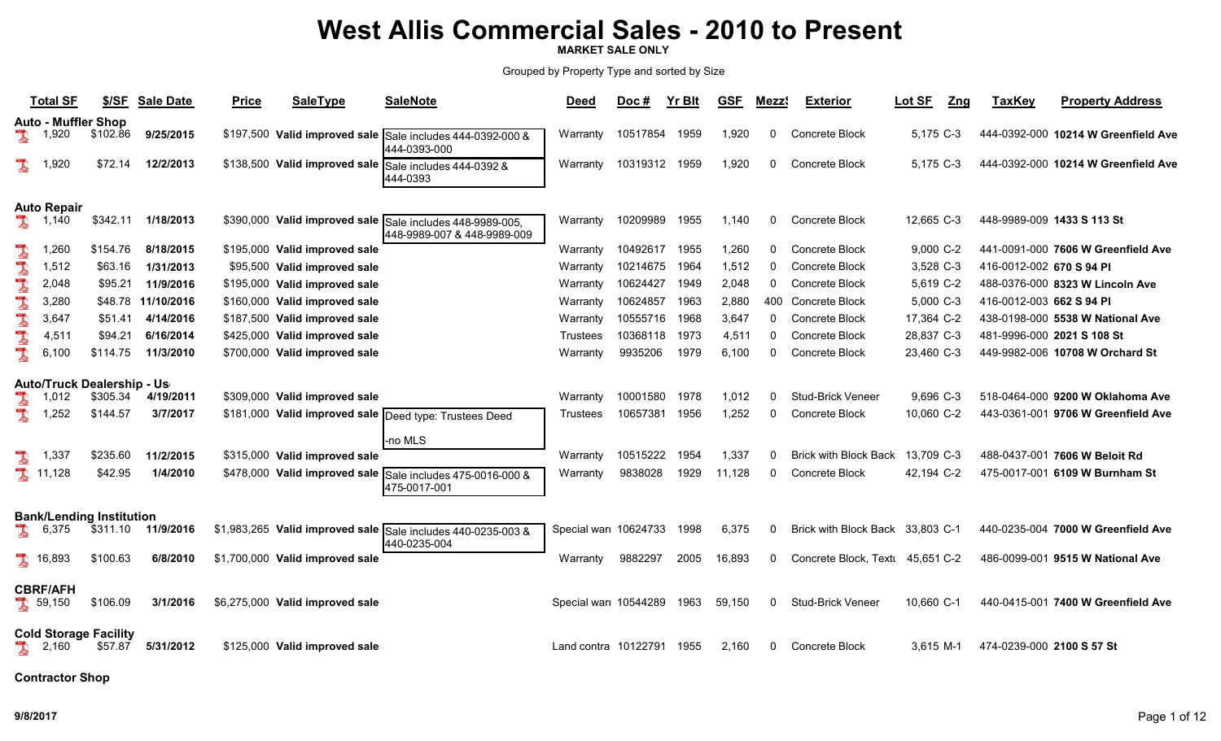# West Allis Commercial Sales - 2010 to Present

**MARKET SALE ONLY**

Grouped by Property Type and sorted by Size

| Total SF | $/SF | Sale Date | Price | SaleType | SaleNote | Deed | Doc # | Yr Blt | GSF | Mezz$ | Exterior | Lot SF | Zng | TaxKey | Property Address |
|---|---|---|---|---|---|---|---|---|---|---|---|---|---|---|---|
| **Auto - Muffler Shop** | | | | | | | | | | | | | | | |
| 1,920 | $102.86 | 9/25/2015 | $197,500 | Valid improved sale | Sale includes 444-0392-000 & 444-0393-000 | Warranty | 10517854 | 1959 | 1,920 | 0 | Concrete Block | 5,175 | C-3 | 444-0392-000 | 10214 W Greenfield Ave |
| 1,920 | $72.14 | 12/2/2013 | $138,500 | Valid improved sale | Sale includes 444-0392 & 444-0393 | Warranty | 10319312 | 1959 | 1,920 | 0 | Concrete Block | 5,175 | C-3 | 444-0392-000 | 10214 W Greenfield Ave |
| **Auto Repair** | | | | | | | | | | | | | | | |
| 1,140 | $342.11 | 1/18/2013 | $390,000 | Valid improved sale | Sale includes 448-9989-005, 448-9989-007 & 448-9989-009 | Warranty | 10209989 | 1955 | 1,140 | 0 | Concrete Block | 12,665 | C-3 | 448-9989-009 | 1433 S 113 St |
| 1,260 | $154.76 | 8/18/2015 | $195,000 | Valid improved sale | | Warranty | 10492617 | 1955 | 1,260 | 0 | Concrete Block | 9,000 | C-2 | 441-0091-000 | 7606 W Greenfield Ave |
| 1,512 | $63.16 | 1/31/2013 | $95,500 | Valid improved sale | | Warranty | 10214675 | 1964 | 1,512 | 0 | Concrete Block | 3,528 | C-3 | 416-0012-002 | 670 S 94 Pl |
| 2,048 | $95.21 | 11/9/2016 | $195,000 | Valid improved sale | | Warranty | 10624427 | 1949 | 2,048 | 0 | Concrete Block | 5,619 | C-2 | 488-0376-000 | 8323 W Lincoln Ave |
| 3,280 | $48.78 | 11/10/2016 | $160,000 | Valid improved sale | | Warranty | 10624857 | 1963 | 2,880 | 400 | Concrete Block | 5,000 | C-3 | 416-0012-003 | 662 S 94 Pl |
| 3,647 | $51.41 | 4/14/2016 | $187,500 | Valid improved sale | | Warranty | 10555716 | 1968 | 3,647 | 0 | Concrete Block | 17,364 | C-2 | 438-0198-000 | 5538 W National Ave |
| 4,511 | $94.21 | 6/16/2014 | $425,000 | Valid improved sale | | Trustees | 10368118 | 1973 | 4,511 | 0 | Concrete Block | 28,837 | C-3 | 481-9996-000 | 2021 S 108 St |
| 6,100 | $114.75 | 11/3/2010 | $700,000 | Valid improved sale | | Warranty | 9935206 | 1979 | 6,100 | 0 | Concrete Block | 23,460 | C-3 | 449-9982-006 | 10708 W Orchard St |
| **Auto/Truck Dealership - Us** | | | | | | | | | | | | | | | |
| 1,012 | $305.34 | 4/19/2011 | $309,000 | Valid improved sale | | Warranty | 10001580 | 1978 | 1,012 | 0 | Stud-Brick Veneer | 9,696 | C-3 | 518-0464-000 | 9200 W Oklahoma Ave |
| 1,252 | $144.57 | 3/7/2017 | $181,000 | Valid improved sale | Deed type: Trustees Deed -no MLS | Trustees | 10657381 | 1956 | 1,252 | 0 | Concrete Block | 10,060 | C-2 | 443-0361-001 | 9706 W Greenfield Ave |
| 1,337 | $235.60 | 11/2/2015 | $315,000 | Valid improved sale | | Warranty | 10515222 | 1954 | 1,337 | 0 | Brick with Block Back | 13,709 | C-3 | 488-0437-001 | 7606 W Beloit Rd |
| 11,128 | $42.95 | 1/4/2010 | $478,000 | Valid improved sale | Sale includes 475-0016-000 & 475-0017-001 | Warranty | 9838028 | 1929 | 11,128 | 0 | Concrete Block | 42,194 | C-2 | 475-0017-001 | 6109 W Burnham St |
| **Bank/Lending Institution** | | | | | | | | | | | | | | | |
| 6,375 | $311.10 | 11/9/2016 | $1,983,265 | Valid improved sale | Sale includes 440-0235-003 & 440-0235-004 | Special warr | 10624733 | 1998 | 6,375 | 0 | Brick with Block Back | 33,803 | C-1 | 440-0235-004 | 7000 W Greenfield Ave |
| 16,893 | $100.63 | 6/8/2010 | $1,700,000 | Valid improved sale | | Warranty | 9882297 | 2005 | 16,893 | 0 | Concrete Block, Textu | 45,651 | C-2 | 486-0099-001 | 9515 W National Ave |
| **CBRF/AFH** | | | | | | | | | | | | | | | |
| 59,150 | $106.09 | 3/1/2016 | $6,275,000 | Valid improved sale | | Special warr | 10544289 | 1963 | 59,150 | 0 | Stud-Brick Veneer | 10,660 | C-1 | 440-0415-001 | 7400 W Greenfield Ave |
| **Cold Storage Facility** | | | | | | | | | | | | | | | |
| 2,160 | $57.87 | 5/31/2012 | $125,000 | Valid improved sale | | Land contra | 10122791 | 1955 | 2,160 | 0 | Concrete Block | 3,615 | M-1 | 474-0239-000 | 2100 S 57 St |
| **Contractor Shop** | | | | | | | | | | | | | | | |

9/8/2017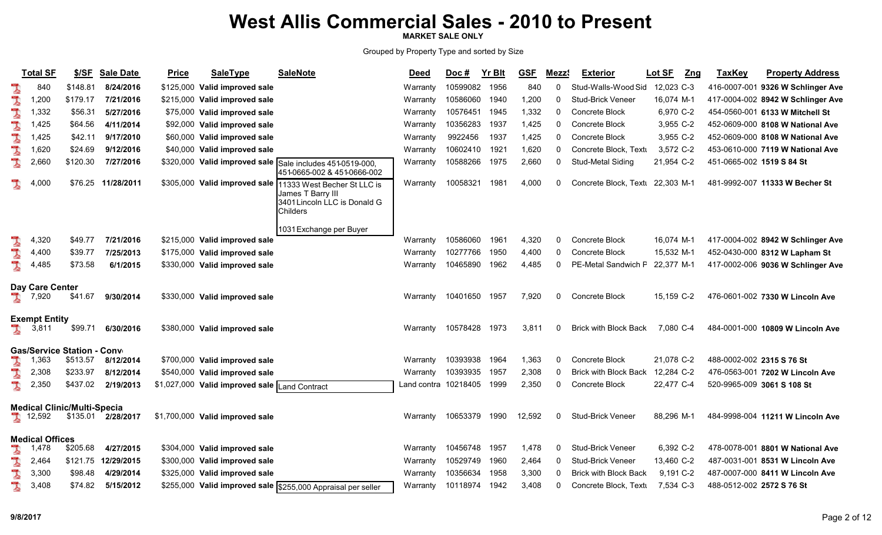# West Allis Commercial Sales - 2010 to Present

**MARKET SALE ONLY**

Grouped by Property Type and sorted by Size

| Total SF | $/SF | Sale Date | Price | SaleType | SaleNote | Deed | Doc # | Yr Blt | GSF | Mezz | Exterior | Lot SF | Zng | TaxKey | Property Address |
|---|---|---|---|---|---|---|---|---|---|---|---|---|---|---|---|
| 840 | $148.81 | 8/24/2016 | $125,000 | Valid improved sale | | Warranty | 10599082 | 1956 | 840 | 0 | Stud-Walls-Wood Sid | 12,023 | C-3 | 416-0007-001 | 9326 W Schlinger Ave |
| 1,200 | $179.17 | 7/21/2016 | $215,000 | Valid improved sale | | Warranty | 10586060 | 1940 | 1,200 | 0 | Stud-Brick Veneer | 16,074 | M-1 | 417-0004-002 | 8942 W Schlinger Ave |
| 1,332 | $56.31 | 5/27/2016 | $75,000 | Valid improved sale | | Warranty | 10576451 | 1945 | 1,332 | 0 | Concrete Block | 6,970 | C-2 | 454-0560-001 | 6133 W Mitchell St |
| 1,425 | $64.56 | 4/11/2014 | $92,000 | Valid improved sale | | Warranty | 10356283 | 1937 | 1,425 | 0 | Concrete Block | 3,955 | C-2 | 452-0609-000 | 8108 W National Ave |
| 1,425 | $42.11 | 9/17/2010 | $60,000 | Valid improved sale | | Warranty | 9922456 | 1937 | 1,425 | 0 | Concrete Block | 3,955 | C-2 | 452-0609-000 | 8108 W National Ave |
| 1,620 | $24.69 | 9/12/2016 | $40,000 | Valid improved sale | | Warranty | 10602410 | 1921 | 1,620 | 0 | Concrete Block, Textu | 3,572 | C-2 | 453-0610-000 | 7119 W National Ave |
| 2,660 | $120.30 | 7/27/2016 | $320,000 | Valid improved sale | Sale includes 451-0519-000, 451-0665-002 & 451-0666-002 | Warranty | 10588266 | 1975 | 2,660 | 0 | Stud-Metal Siding | 21,954 | C-2 | 451-0665-002 | 1519 S 84 St |
| 4,000 | $76.25 | 11/28/2011 | $305,000 | Valid improved sale | 11333 West Becher St LLC is James T Barry III 3401 Lincoln LLC is Donald G Childers 1031 Exchange per Buyer | Warranty | 10058321 | 1981 | 4,000 | 0 | Concrete Block, Textu | 22,303 | M-1 | 481-9992-007 | 11333 W Becher St |
| 4,320 | $49.77 | 7/21/2016 | $215,000 | Valid improved sale | | Warranty | 10586060 | 1961 | 4,320 | 0 | Concrete Block | 16,074 | M-1 | 417-0004-002 | 8942 W Schlinger Ave |
| 4,400 | $39.77 | 7/25/2013 | $175,000 | Valid improved sale | | Warranty | 10277766 | 1950 | 4,400 | 0 | Concrete Block | 15,532 | M-1 | 452-0430-000 | 8312 W Lapham St |
| 4,485 | $73.58 | 6/1/2015 | $330,000 | Valid improved sale | | Warranty | 10465890 | 1962 | 4,485 | 0 | PE-Metal Sandwich P | 22,377 | M-1 | 417-0002-006 | 9036 W Schlinger Ave |
| **Day Care Center** | | | | | | | | | | | | | | | |
| 7,920 | $41.67 | 9/30/2014 | $330,000 | Valid improved sale | | Warranty | 10401650 | 1957 | 7,920 | 0 | Concrete Block | 15,159 | C-2 | 476-0601-002 | 7330 W Lincoln Ave |
| **Exempt Entity** | | | | | | | | | | | | | | | |
| 3,811 | $99.71 | 6/30/2016 | $380,000 | Valid improved sale | | Warranty | 10578428 | 1973 | 3,811 | 0 | Brick with Block Back | 7,080 | C-4 | 484-0001-000 | 10809 W Lincoln Ave |
| **Gas/Service Station - Conv** | | | | | | | | | | | | | | | |
| 1,363 | $513.57 | 8/12/2014 | $700,000 | Valid improved sale | | Warranty | 10393938 | 1964 | 1,363 | 0 | Concrete Block | 21,078 | C-2 | 488-0002-002 | 2315 S 76 St |
| 2,308 | $233.97 | 8/12/2014 | $540,000 | Valid improved sale | | Warranty | 10393935 | 1957 | 2,308 | 0 | Brick with Block Back | 12,284 | C-2 | 476-0563-001 | 7202 W Lincoln Ave |
| 2,350 | $437.02 | 2/19/2013 | $1,027,000 | Valid improved sale | Land Contract | Land contra | 10218405 | 1999 | 2,350 | 0 | Concrete Block | 22,477 | C-4 | 520-9965-009 | 3061 S 108 St |
| **Medical Clinic/Multi-Specia** | | | | | | | | | | | | | | | |
| 12,592 | $135.01 | 2/28/2017 | $1,700,000 | Valid improved sale | | Warranty | 10653379 | 1990 | 12,592 | 0 | Stud-Brick Veneer | 88,296 | M-1 | 484-9998-004 | 11211 W Lincoln Ave |
| **Medical Offices** | | | | | | | | | | | | | | | |
| 1,478 | $205.68 | 4/27/2015 | $304,000 | Valid improved sale | | Warranty | 10456748 | 1957 | 1,478 | 0 | Stud-Brick Veneer | 6,392 | C-2 | 478-0078-001 | 8801 W National Ave |
| 2,464 | $121.75 | 12/29/2015 | $300,000 | Valid improved sale | | Warranty | 10529749 | 1960 | 2,464 | 0 | Stud-Brick Veneer | 13,460 | C-2 | 487-0031-001 | 8531 W Lincoln Ave |
| 3,300 | $98.48 | 4/29/2014 | $325,000 | Valid improved sale | | Warranty | 10356634 | 1958 | 3,300 | 0 | Brick with Block Back | 9,191 | C-2 | 487-0007-000 | 8411 W Lincoln Ave |
| 3,408 | $74.82 | 5/15/2012 | $255,000 | Valid improved sale | $255,000 Appraisal per seller | Warranty | 10118974 | 1942 | 3,408 | 0 | Concrete Block, Textu | 7,534 | C-3 | 488-0512-002 | 2572 S 76 St |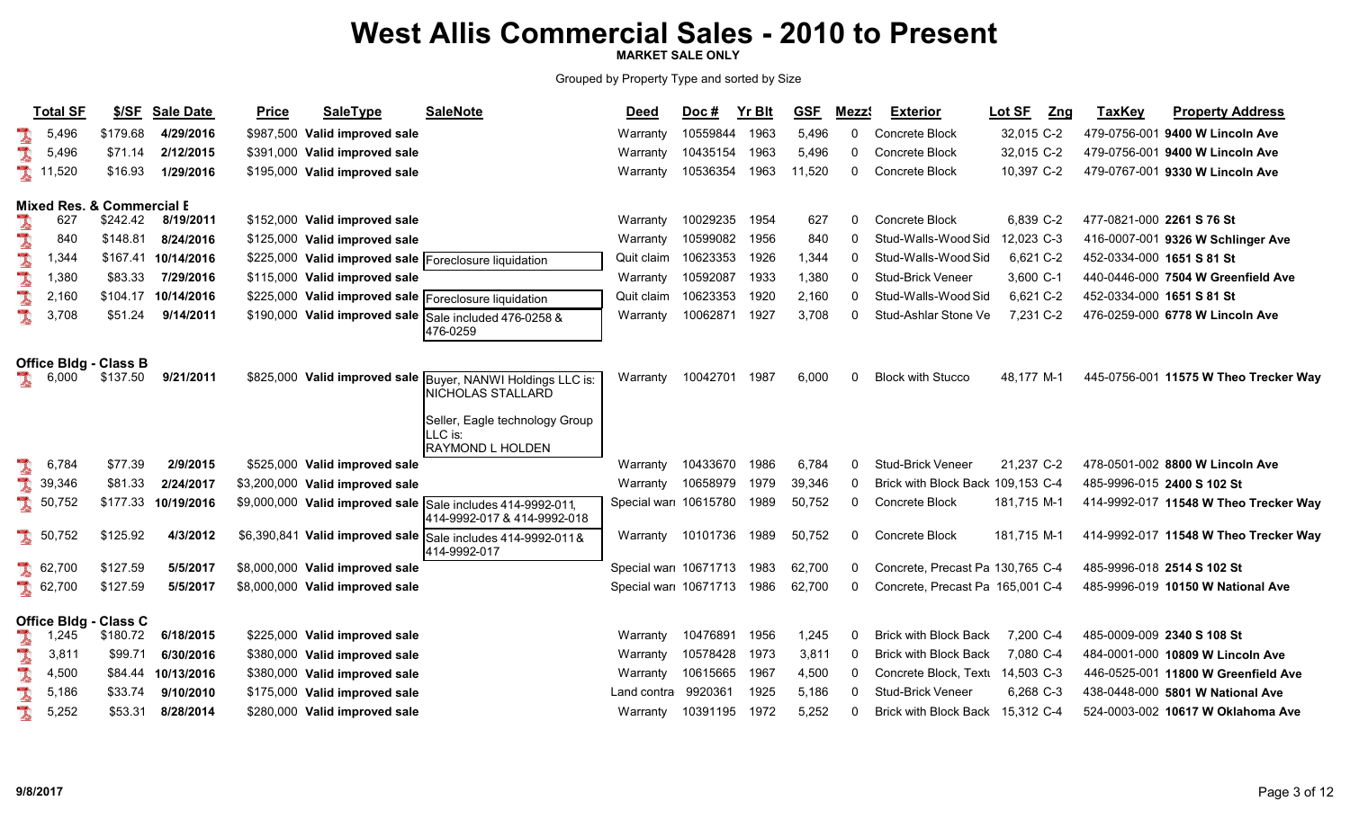# West Allis Commercial Sales - 2010 to Present

**MARKET SALE ONLY**

Grouped by Property Type and sorted by Size

| Total SF | $/SF | Sale Date | Price | SaleType | SaleNote | Deed | Doc # | Yr Blt | GSF | Mezz$ | Exterior | Lot SF | Zng | TaxKey | Property Address |
|---|---|---|---|---|---|---|---|---|---|---|---|---|---|---|---|
| 5,496 | $179.68 | 4/29/2016 | $987,500 | Valid improved sale | | Warranty | 10559844 | 1963 | 5,496 | 0 | Concrete Block | 32,015 | C-2 | 479-0756-001 | 9400 W Lincoln Ave |
| 5,496 | $71.14 | 2/12/2015 | $391,000 | Valid improved sale | | Warranty | 10435154 | 1963 | 5,496 | 0 | Concrete Block | 32,015 | C-2 | 479-0756-001 | 9400 W Lincoln Ave |
| 11,520 | $16.93 | 1/29/2016 | $195,000 | Valid improved sale | | Warranty | 10536354 | 1963 | 11,520 | 0 | Concrete Block | 10,397 | C-2 | 479-0767-001 | 9330 W Lincoln Ave |
| **Mixed Res. & Commercial E** | | | | | | | | | | | | | | | |
| 627 | $242.42 | 8/19/2011 | $152,000 | Valid improved sale | | Warranty | 10029235 | 1954 | 627 | 0 | Concrete Block | 6,839 | C-2 | 477-0821-000 | 2261 S 76 St |
| 840 | $148.81 | 8/24/2016 | $125,000 | Valid improved sale | | Warranty | 10599082 | 1956 | 840 | 0 | Stud-Walls-Wood Sid | 12,023 | C-3 | 416-0007-001 | 9326 W Schlinger Ave |
| 1,344 | $167.41 | 10/14/2016 | $225,000 | Valid improved sale | Foreclosure liquidation | Quit claim | 10623353 | 1926 | 1,344 | 0 | Stud-Walls-Wood Sid | 6,621 | C-2 | 452-0334-000 | 1651 S 81 St |
| 1,380 | $83.33 | 7/29/2016 | $115,000 | Valid improved sale | | Warranty | 10592087 | 1933 | 1,380 | 0 | Stud-Brick Veneer | 3,600 | C-1 | 440-0446-000 | 7504 W Greenfield Ave |
| 2,160 | $104.17 | 10/14/2016 | $225,000 | Valid improved sale | Foreclosure liquidation | Quit claim | 10623353 | 1920 | 2,160 | 0 | Stud-Walls-Wood Sid | 6,621 | C-2 | 452-0334-000 | 1651 S 81 St |
| 3,708 | $51.24 | 9/14/2011 | $190,000 | Valid improved sale | Sale included 476-0258 & 476-0259 | Warranty | 10062871 | 1927 | 3,708 | 0 | Stud-Ashlar Stone Ve | 7,231 | C-2 | 476-0259-000 | 6778 W Lincoln Ave |
| **Office Bldg - Class B** | | | | | | | | | | | | | | | |
| 6,000 | $137.50 | 9/21/2011 | $825,000 | Valid improved sale | Buyer, NANWI Holdings LLC is: NICHOLAS STALLARD<br><br>Seller, Eagle technology Group LLC is: RAYMOND L HOLDEN | Warranty | 10042701 | 1987 | 6,000 | 0 | Block with Stucco | 48,177 | M-1 | 445-0756-001 | 11575 W Theo Trecker Way |
| 6,784 | $77.39 | 2/9/2015 | $525,000 | Valid improved sale | | Warranty | 10433670 | 1986 | 6,784 | 0 | Stud-Brick Veneer | 21,237 | C-2 | 478-0501-002 | 8800 W Lincoln Ave |
| 39,346 | $81.33 | 2/24/2017 | $3,200,000 | Valid improved sale | | Warranty | 10658979 | 1979 | 39,346 | 0 | Brick with Block Back | 109,153 | C-4 | 485-9996-015 | 2400 S 102 St |
| 50,752 | $177.33 | 10/19/2016 | $9,000,000 | Valid improved sale | Sale includes 414-9992-011, 414-9992-017 & 414-9992-018 | Special war | 10615780 | 1989 | 50,752 | 0 | Concrete Block | 181,715 | M-1 | 414-9992-017 | 11548 W Theo Trecker Way |
| 50,752 | $125.92 | 4/3/2012 | $6,390,841 | Valid improved sale | Sale includes 414-9992-011 & 414-9992-017 | Warranty | 10101736 | 1989 | 50,752 | 0 | Concrete Block | 181,715 | M-1 | 414-9992-017 | 11548 W Theo Trecker Way |
| 62,700 | $127.59 | 5/5/2017 | $8,000,000 | Valid improved sale | | Special war | 10671713 | 1983 | 62,700 | 0 | Concrete, Precast Pa | 130,765 | C-4 | 485-9996-018 | 2514 S 102 St |
| 62,700 | $127.59 | 5/5/2017 | $8,000,000 | Valid improved sale | | Special war | 10671713 | 1986 | 62,700 | 0 | Concrete, Precast Pa | 165,001 | C-4 | 485-9996-019 | 10150 W National Ave |
| **Office Bldg - Class C** | | | | | | | | | | | | | | | |
| 1,245 | $180.72 | 6/18/2015 | $225,000 | Valid improved sale | | Warranty | 10476891 | 1956 | 1,245 | 0 | Brick with Block Back | 7,200 | C-4 | 485-0009-009 | 2340 S 108 St |
| 3,811 | $99.71 | 6/30/2016 | $380,000 | Valid improved sale | | Warranty | 10578428 | 1973 | 3,811 | 0 | Brick with Block Back | 7,080 | C-4 | 484-0001-000 | 10809 W Lincoln Ave |
| 4,500 | $84.44 | 10/13/2016 | $380,000 | Valid improved sale | | Warranty | 10615665 | 1967 | 4,500 | 0 | Concrete Block, Textu | 14,503 | C-3 | 446-0525-001 | 11800 W Greenfield Ave |
| 5,186 | $33.74 | 9/10/2010 | $175,000 | Valid improved sale | | Land contra | 9920361 | 1925 | 5,186 | 0 | Stud-Brick Veneer | 6,268 | C-3 | 438-0448-000 | 5801 W National Ave |
| 5,252 | $53.31 | 8/28/2014 | $280,000 | Valid improved sale | | Warranty | 10391195 | 1972 | 5,252 | 0 | Brick with Block Back | 15,312 | C-4 | 524-0003-002 | 10617 W Oklahoma Ave |

9/8/2017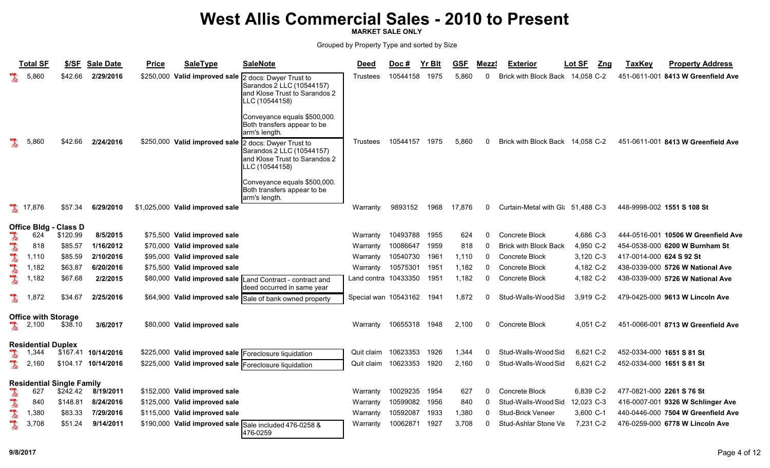# West Allis Commercial Sales - 2010 to Present

**MARKET SALE ONLY**

Grouped by Property Type and sorted by Size

| Total SF | $/SF | Sale Date | Price | SaleType | SaleNote | Deed | Doc # | Yr Blt | GSF | Mezz$ | Exterior | Lot SF | Zng | TaxKey | Property Address |
|---|---|---|---|---|---|---|---|---|---|---|---|---|---|---|---|
| 5,860 | $42.66 | **2/29/2016** | $250,000 | **Valid improved sale** | 2 docs: Dwyer Trust to Sarandos 2 LLC (10544157) and Klose Trust to Sarandos 2 LLC (10544158) Conveyance equals $500,000. Both transfers appear to be arm's length. | Trustees | 10544158 | 1975 | 5,860 | 0 | Brick with Block Back | 14,058 | C-2 | 451-0611-001 | **8413 W Greenfield Ave** |
| 5,860 | $42.66 | **2/24/2016** | $250,000 | **Valid improved sale** | 2 docs: Dwyer Trust to Sarandos 2 LLC (10544157) and Klose Trust to Sarandos 2 LLC (10544158) Conveyance equals $500,000. Both transfers appear to be arm's length. | Trustees | 10544157 | 1975 | 5,860 | 0 | Brick with Block Back | 14,058 | C-2 | 451-0611-001 | **8413 W Greenfield Ave** |
| 17,876 | $57.34 | **6/29/2010** | $1,025,000 | **Valid improved sale** | | Warranty | 9893152 | 1968 | 17,876 | 0 | Curtain-Metal with Gl | 51,488 | C-3 | 448-9998-002 | **1551 S 108 St** |
| **Office Bldg - Class D** | | | | | | | | | | | | | | | |
| 624 | $120.99 | **8/5/2015** | $75,500 | **Valid improved sale** | | Warranty | 10493788 | 1955 | 624 | 0 | Concrete Block | 4,686 | C-3 | 444-0516-001 | **10506 W Greenfield Ave** |
| 818 | $85.57 | **1/16/2012** | $70,000 | **Valid improved sale** | | Warranty | 10086647 | 1959 | 818 | 0 | Brick with Block Back | 4,950 | C-2 | 454-0538-000 | **6200 W Burnham St** |
| 1,110 | $85.59 | **2/10/2016** | $95,000 | **Valid improved sale** | | Warranty | 10540730 | 1961 | 1,110 | 0 | Concrete Block | 3,120 | C-3 | 417-0014-000 | **624 S 92 St** |
| 1,182 | $63.87 | **6/20/2016** | $75,500 | **Valid improved sale** | | Warranty | 10575301 | 1951 | 1,182 | 0 | Concrete Block | 4,182 | C-2 | 438-0339-000 | **5726 W National Ave** |
| 1,182 | $67.68 | **2/2/2015** | $80,000 | **Valid improved sale** | Land Contract - contract and deed occurred in same year | Land contra | 10433350 | 1951 | 1,182 | 0 | Concrete Block | 4,182 | C-2 | 438-0339-000 | **5726 W National Ave** |
| 1,872 | $34.67 | **2/25/2016** | $64,900 | **Valid improved sale** | Sale of bank owned property | Special warı | 10543162 | 1941 | 1,872 | 0 | Stud-Walls-Wood Sid | 3,919 | C-2 | 479-0425-000 | **9613 W Lincoln Ave** |
| **Office with Storage** | | | | | | | | | | | | | | | |
| 2,100 | $38.10 | **3/6/2017** | $80,000 | **Valid improved sale** | | Warranty | 10655318 | 1948 | 2,100 | 0 | Concrete Block | 4,051 | C-2 | 451-0066-001 | **8713 W Greenfield Ave** |
| **Residential Duplex** | | | | | | | | | | | | | | | |
| 1,344 | $167.41 | **10/14/2016** | $225,000 | **Valid improved sale** | Foreclosure liquidation | Quit claim | 10623353 | 1926 | 1,344 | 0 | Stud-Walls-Wood Sid | 6,621 | C-2 | 452-0334-000 | **1651 S 81 St** |
| 2,160 | $104.17 | **10/14/2016** | $225,000 | **Valid improved sale** | Foreclosure liquidation | Quit claim | 10623353 | 1920 | 2,160 | 0 | Stud-Walls-Wood Sid | 6,621 | C-2 | 452-0334-000 | **1651 S 81 St** |
| **Residential Single Family** | | | | | | | | | | | | | | | |
| 627 | $242.42 | **8/19/2011** | $152,000 | **Valid improved sale** | | Warranty | 10029235 | 1954 | 627 | 0 | Concrete Block | 6,839 | C-2 | 477-0821-000 | **2261 S 76 St** |
| 840 | $148.81 | **8/24/2016** | $125,000 | **Valid improved sale** | | Warranty | 10599082 | 1956 | 840 | 0 | Stud-Walls-Wood Sid | 12,023 | C-3 | 416-0007-001 | **9326 W Schlinger Ave** |
| 1,380 | $83.33 | **7/29/2016** | $115,000 | **Valid improved sale** | | Warranty | 10592087 | 1933 | 1,380 | 0 | Stud-Brick Veneer | 3,600 | C-1 | 440-0446-000 | **7504 W Greenfield Ave** |
| 3,708 | $51.24 | **9/14/2011** | $190,000 | **Valid improved sale** | Sale included 476-0258 & 476-0259 | Warranty | 10062871 | 1927 | 3,708 | 0 | Stud-Ashlar Stone Ve | 7,231 | C-2 | 476-0259-000 | **6778 W Lincoln Ave** |

9/8/2017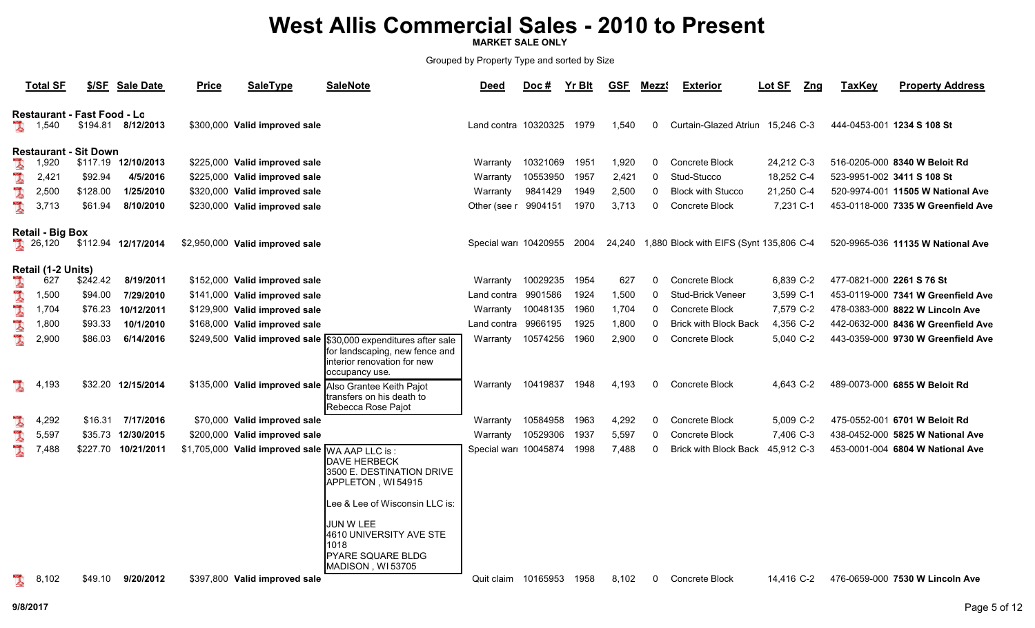# West Allis Commercial Sales - 2010 to Present

**MARKET SALE ONLY**

Grouped by Property Type and sorted by Size

| Total SF | $/SF | Sale Date | Price | SaleType | SaleNote | Deed | Doc # | Yr Blt | GSF | Mezz$ | Exterior | Lot SF | Zng | TaxKey | Property Address |
|---|---|---|---|---|---|---|---|---|---|---|---|---|---|---|---|
| **Restaurant - Fast Food - Lo** | | | | | | | | | | | | | | | |
| 1,540 | $194.81 | 8/12/2013 | $300,000 | Valid improved sale | | Land contra | 10320325 | 1979 | 1,540 | 0 | Curtain-Glazed Atriun | 15,246 | C-3 | 444-0453-001 | 1234 S 108 St |
| **Restaurant - Sit Down** | | | | | | | | | | | | | | | |
| 1,920 | $117.19 | 12/10/2013 | $225,000 | Valid improved sale | | Warranty | 10321069 | 1951 | 1,920 | 0 | Concrete Block | 24,212 | C-3 | 516-0205-000 | 8340 W Beloit Rd |
| 2,421 | $92.94 | 4/5/2016 | $225,000 | Valid improved sale | | Warranty | 10553950 | 1957 | 2,421 | 0 | Stud-Stucco | 18,252 | C-4 | 523-9951-002 | 3411 S 108 St |
| 2,500 | $128.00 | 1/25/2010 | $320,000 | Valid improved sale | | Warranty | 9841429 | 1949 | 2,500 | 0 | Block with Stucco | 21,250 | C-4 | 520-9974-001 | 11505 W National Ave |
| 3,713 | $61.94 | 8/10/2010 | $230,000 | Valid improved sale | | Other (see r | 9904151 | 1970 | 3,713 | 0 | Concrete Block | 7,231 | C-1 | 453-0118-000 | 7335 W Greenfield Ave |
| **Retail - Big Box** | | | | | | | | | | | | | | | |
| 26,120 | $112.94 | 12/17/2014 | $2,950,000 | Valid improved sale | | Special wari | 10420955 | 2004 | 24,240 | 1,880 | Block with EIFS (Synt | 135,806 | C-4 | 520-9965-036 | 11135 W National Ave |
| **Retail (1-2 Units)** | | | | | | | | | | | | | | | |
| 627 | $242.42 | 8/19/2011 | $152,000 | Valid improved sale | | Warranty | 10029235 | 1954 | 627 | 0 | Concrete Block | 6,839 | C-2 | 477-0821-000 | 2261 S 76 St |
| 1,500 | $94.00 | 7/29/2010 | $141,000 | Valid improved sale | | Land contra | 9901586 | 1924 | 1,500 | 0 | Stud-Brick Veneer | 3,599 | C-1 | 453-0119-000 | 7341 W Greenfield Ave |
| 1,704 | $76.23 | 10/12/2011 | $129,900 | Valid improved sale | | Warranty | 10048135 | 1960 | 1,704 | 0 | Concrete Block | 7,579 | C-2 | 478-0383-000 | 8822 W Lincoln Ave |
| 1,800 | $93.33 | 10/1/2010 | $168,000 | Valid improved sale | | Land contra | 9966195 | 1925 | 1,800 | 0 | Brick with Block Back | 4,356 | C-2 | 442-0632-000 | 8436 W Greenfield Ave |
| 2,900 | $86.03 | 6/14/2016 | $249,500 | Valid improved sale | $30,000 expenditures after sale for landscaping, new fence and interior renovation for new occupancy use. | Warranty | 10574256 | 1960 | 2,900 | 0 | Concrete Block | 5,040 | C-2 | 443-0359-000 | 9730 W Greenfield Ave |
| 4,193 | $32.20 | 12/15/2014 | $135,000 | Valid improved sale | Also Grantee Keith Pajot transfers on his death to Rebecca Rose Pajot | Warranty | 10419837 | 1948 | 4,193 | 0 | Concrete Block | 4,643 | C-2 | 489-0073-000 | 6855 W Beloit Rd |
| 4,292 | $16.31 | 7/17/2016 | $70,000 | Valid improved sale | | Warranty | 10584958 | 1963 | 4,292 | 0 | Concrete Block | 5,009 | C-2 | 475-0552-001 | 6701 W Beloit Rd |
| 5,597 | $35.73 | 12/30/2015 | $200,000 | Valid improved sale | | Warranty | 10529306 | 1937 | 5,597 | 0 | Concrete Block | 7,406 | C-3 | 438-0452-000 | 5825 W National Ave |
| 7,488 | $227.70 | 10/21/2011 | $1,705,000 | Valid improved sale | WA AAP LLC is : DAVE HERBECK 3500 E. DESTINATION DRIVE APPLETON , WI 54915 Lee & Lee of Wisconsin LLC is: JUN W LEE 4610 UNIVERSITY AVE STE 1018 PYARE SQUARE BLDG MADISON , WI 53705 | Special wari | 10045874 | 1998 | 7,488 | 0 | Brick with Block Back | 45,912 | C-3 | 453-0001-004 | 6804 W National Ave |
| 8,102 | $49.10 | 9/20/2012 | $397,800 | Valid improved sale | | Quit claim | 10165953 | 1958 | 8,102 | 0 | Concrete Block | 14,416 | C-2 | 476-0659-000 | 7530 W Lincoln Ave |

9/8/2017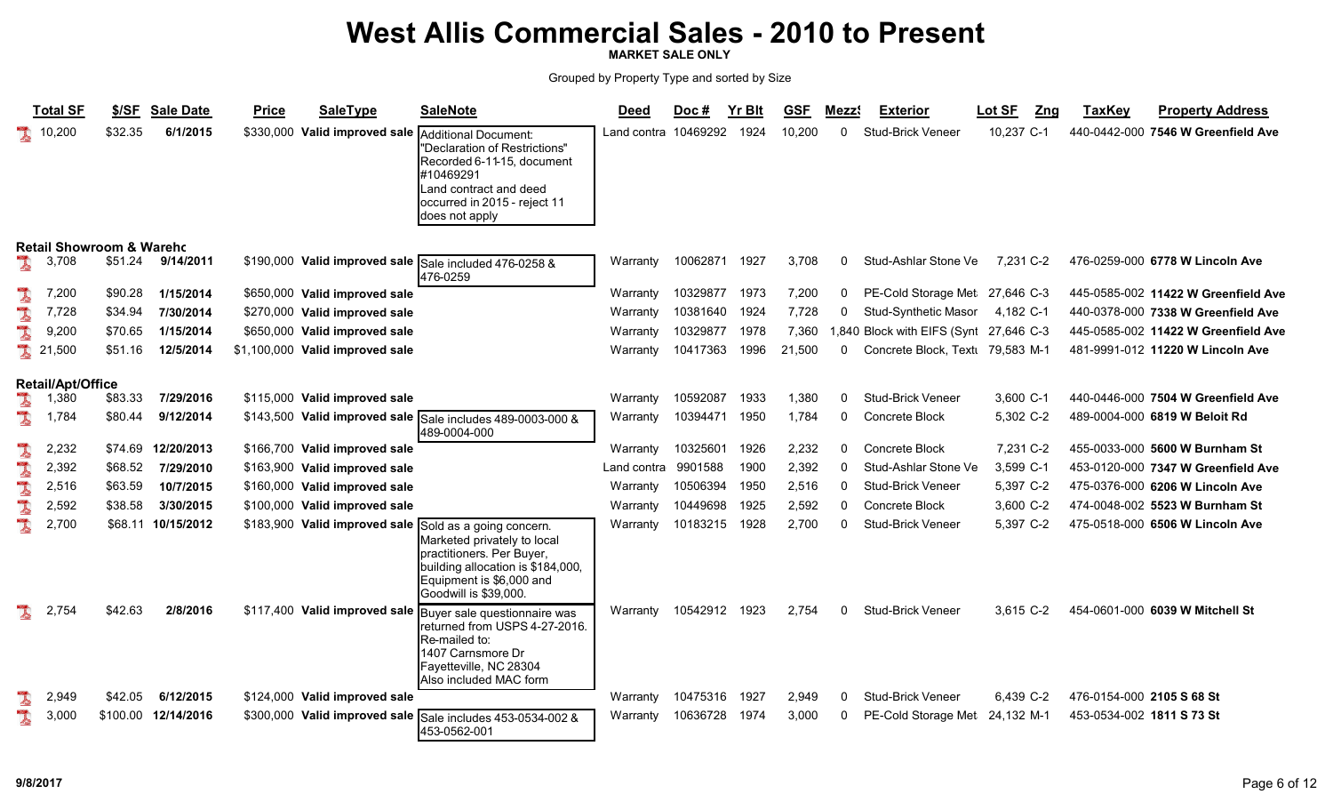# West Allis Commercial Sales - 2010 to Present

**MARKET SALE ONLY**

Grouped by Property Type and sorted by Size

| Total SF | $/SF | Sale Date | Price | SaleType | SaleNote | Deed | Doc # | Yr Blt | GSF | Mezz$ | Exterior | Lot SF | Zng | TaxKey | Property Address |
|---|---|---|---|---|---|---|---|---|---|---|---|---|---|---|---|
| 10,200 | $32.35 | 6/1/2015 | $330,000 | Valid improved sale | Additional Document: "Declaration of Restrictions" Recorded 6-11-15, document #10469291 Land contract and deed occurred in 2015 - reject 11 does not apply | Land contra | 10469292 | 1924 | 10,200 | 0 | Stud-Brick Veneer | 10,237 | C-1 | 440-0442-000 | **7546 W Greenfield Ave** |
| **Retail Showroom & Warehc** | | | | | | | | | | | | | | | |
| 3,708 | $51.24 | 9/14/2011 | $190,000 | Valid improved sale | Sale included 476-0258 & 476-0259 | Warranty | 10062871 | 1927 | 3,708 | 0 | Stud-Ashlar Stone Ve | 7,231 | C-2 | 476-0259-000 | **6778 W Lincoln Ave** |
| 7,200 | $90.28 | 1/15/2014 | $650,000 | Valid improved sale | | Warranty | 10329877 | 1973 | 7,200 | 0 | PE-Cold Storage Met | 27,646 | C-3 | 445-0585-002 | **11422 W Greenfield Ave** |
| 7,728 | $34.94 | 7/30/2014 | $270,000 | Valid improved sale | | Warranty | 10381640 | 1924 | 7,728 | 0 | Stud-Synthetic Masor | 4,182 | C-1 | 440-0378-000 | **7338 W Greenfield Ave** |
| 9,200 | $70.65 | 1/15/2014 | $650,000 | Valid improved sale | | Warranty | 10329877 | 1978 | 7,360 | 1,840 | Block with EIFS (Synt | 27,646 | C-3 | 445-0585-002 | **11422 W Greenfield Ave** |
| 21,500 | $51.16 | 12/5/2014 | $1,100,000 | Valid improved sale | | Warranty | 10417363 | 1996 | 21,500 | 0 | Concrete Block, Textu | 79,583 | M-1 | 481-9991-012 | **11220 W Lincoln Ave** |
| **Retail/Apt/Office** | | | | | | | | | | | | | | | |
| 1,380 | $83.33 | 7/29/2016 | $115,000 | Valid improved sale | | Warranty | 10592087 | 1933 | 1,380 | 0 | Stud-Brick Veneer | 3,600 | C-1 | 440-0446-000 | **7504 W Greenfield Ave** |
| 1,784 | $80.44 | 9/12/2014 | $143,500 | Valid improved sale | Sale includes 489-0003-000 & 489-0004-000 | Warranty | 10394471 | 1950 | 1,784 | 0 | Concrete Block | 5,302 | C-2 | 489-0004-000 | **6819 W Beloit Rd** |
| 2,232 | $74.69 | 12/20/2013 | $166,700 | Valid improved sale | | Warranty | 10325601 | 1926 | 2,232 | 0 | Concrete Block | 7,231 | C-2 | 455-0033-000 | **5600 W Burnham St** |
| 2,392 | $68.52 | 7/29/2010 | $163,900 | Valid improved sale | | Land contra | 9901588 | 1900 | 2,392 | 0 | Stud-Ashlar Stone Ve | 3,599 | C-1 | 453-0120-000 | **7347 W Greenfield Ave** |
| 2,516 | $63.59 | 10/7/2015 | $160,000 | Valid improved sale | | Warranty | 10506394 | 1950 | 2,516 | 0 | Stud-Brick Veneer | 5,397 | C-2 | 475-0376-000 | **6206 W Lincoln Ave** |
| 2,592 | $38.58 | 3/30/2015 | $100,000 | Valid improved sale | | Warranty | 10449698 | 1925 | 2,592 | 0 | Concrete Block | 3,600 | C-2 | 474-0048-002 | **5523 W Burnham St** |
| 2,700 | $68.11 | 10/15/2012 | $183,900 | Valid improved sale | Sold as a going concern. Marketed privately to local practitioners. Per Buyer, building allocation is $184,000, Equipment is $6,000 and Goodwill is $39,000. | Warranty | 10183215 | 1928 | 2,700 | 0 | Stud-Brick Veneer | 5,397 | C-2 | 475-0518-000 | **6506 W Lincoln Ave** |
| 2,754 | $42.63 | 2/8/2016 | $117,400 | Valid improved sale | Buyer sale questionnaire was returned from USPS 4-27-2016. Re-mailed to: 1407 Carnsmore Dr Fayetteville, NC 28304 Also included MAC form | Warranty | 10542912 | 1923 | 2,754 | 0 | Stud-Brick Veneer | 3,615 | C-2 | 454-0601-000 | **6039 W Mitchell St** |
| 2,949 | $42.05 | 6/12/2015 | $124,000 | Valid improved sale | | Warranty | 10475316 | 1927 | 2,949 | 0 | Stud-Brick Veneer | 6,439 | C-2 | 476-0154-000 | **2105 S 68 St** |
| 3,000 | $100.00 | 12/14/2016 | $300,000 | Valid improved sale | Sale includes 453-0534-002 & 453-0562-001 | Warranty | 10636728 | 1974 | 3,000 | 0 | PE-Cold Storage Met | 24,132 | M-1 | 453-0534-002 | **1811 S 73 St** |

9/8/2017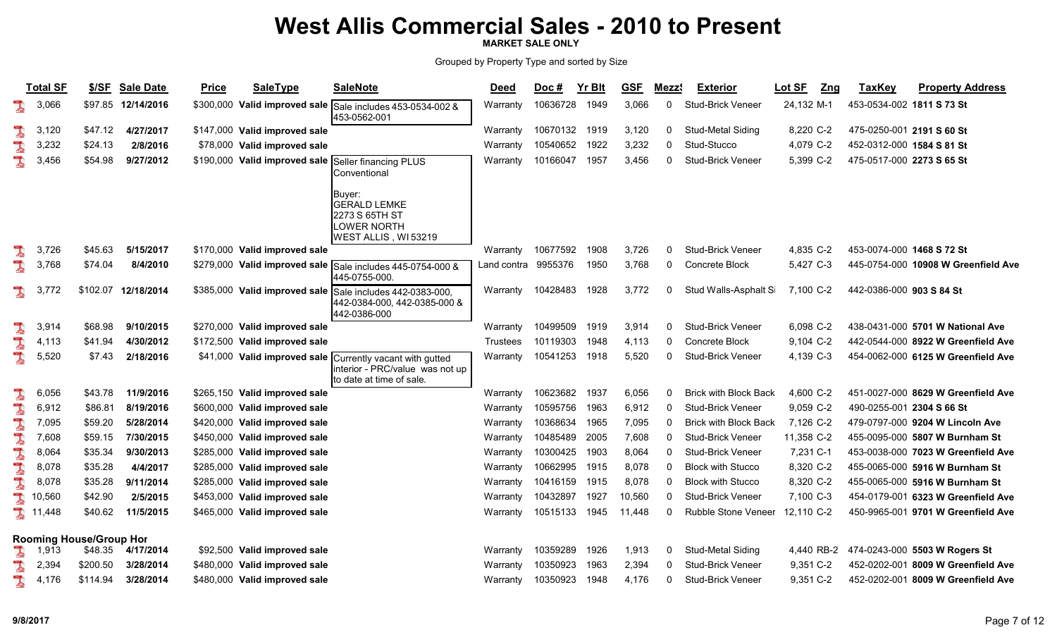# West Allis Commercial Sales - 2010 to Present

**MARKET SALE ONLY**

Grouped by Property Type and sorted by Size

| Total SF | $/SF | Sale Date | Price | SaleType | SaleNote | Deed | Doc # | Yr Blt | GSF | Mezz$ | Exterior | Lot SF | Zng | TaxKey | Property Address |
|---|---|---|---|---|---|---|---|---|---|---|---|---|---|---|---|
| 3,066 | $97.85 | 12/14/2016 | $300,000 | Valid improved sale | Sale includes 453-0534-002 & 453-0562-001 | Warranty | 10636728 | 1949 | 3,066 | 0 | Stud-Brick Veneer | 24,132 | M-1 | 453-0534-002 | 1811 S 73 St |
| 3,120 | $47.12 | 4/27/2017 | $147,000 | Valid improved sale | | Warranty | 10670132 | 1919 | 3,120 | 0 | Stud-Metal Siding | 8,220 | C-2 | 475-0250-001 | 2191 S 60 St |
| 3,232 | $24.13 | 2/8/2016 | $78,000 | Valid improved sale | | Warranty | 10540652 | 1922 | 3,232 | 0 | Stud-Stucco | 4,079 | C-2 | 452-0312-000 | 1584 S 81 St |
| 3,456 | $54.98 | 9/27/2012 | $190,000 | Valid improved sale | Seller financing PLUS Conventional<br><br>Buyer:<br>GERALD LEMKE<br>2273 S 65TH ST<br>LOWER NORTH<br>WEST ALLIS , WI 53219 | Warranty | 10166047 | 1957 | 3,456 | 0 | Stud-Brick Veneer | 5,399 | C-2 | 475-0517-000 | 2273 S 65 St |
| 3,726 | $45.63 | 5/15/2017 | $170,000 | Valid improved sale | | Warranty | 10677592 | 1908 | 3,726 | 0 | Stud-Brick Veneer | 4,835 | C-2 | 453-0074-000 | 1468 S 72 St |
| 3,768 | $74.04 | 8/4/2010 | $279,000 | Valid improved sale | Sale includes 445-0754-000 & 445-0755-000. | Land contra | 9955376 | 1950 | 3,768 | 0 | Concrete Block | 5,427 | C-3 | 445-0754-000 | 10908 W Greenfield Ave |
| 3,772 | $102.07 | 12/18/2014 | $385,000 | Valid improved sale | Sale includes 442-0383-000, 442-0384-000, 442-0385-000 & 442-0386-000 | Warranty | 10428483 | 1928 | 3,772 | 0 | Stud Walls-Asphalt Si | 7,100 | C-2 | 442-0386-000 | 903 S 84 St |
| 3,914 | $68.98 | 9/10/2015 | $270,000 | Valid improved sale | | Warranty | 10499509 | 1919 | 3,914 | 0 | Stud-Brick Veneer | 6,098 | C-2 | 438-0431-000 | 5701 W National Ave |
| 4,113 | $41.94 | 4/30/2012 | $172,500 | Valid improved sale | | Trustees | 10119303 | 1948 | 4,113 | 0 | Concrete Block | 9,104 | C-2 | 442-0544-000 | 8922 W Greenfield Ave |
| 5,520 | $7.43 | 2/18/2016 | $41,000 | Valid improved sale | Currently vacant with gutted interior - PRC/value was not up to date at time of sale. | Warranty | 10541253 | 1918 | 5,520 | 0 | Stud-Brick Veneer | 4,139 | C-3 | 454-0062-000 | 6125 W Greenfield Ave |
| 6,056 | $43.78 | 11/9/2016 | $265,150 | Valid improved sale | | Warranty | 10623682 | 1937 | 6,056 | 0 | Brick with Block Back | 4,600 | C-2 | 451-0027-000 | 8629 W Greenfield Ave |
| 6,912 | $86.81 | 8/19/2016 | $600,000 | Valid improved sale | | Warranty | 10595756 | 1963 | 6,912 | 0 | Stud-Brick Veneer | 9,059 | C-2 | 490-0255-001 | 2304 S 66 St |
| 7,095 | $59.20 | 5/28/2014 | $420,000 | Valid improved sale | | Warranty | 10368634 | 1965 | 7,095 | 0 | Brick with Block Back | 7,126 | C-2 | 479-0797-000 | 9204 W Lincoln Ave |
| 7,608 | $59.15 | 7/30/2015 | $450,000 | Valid improved sale | | Warranty | 10485489 | 2005 | 7,608 | 0 | Stud-Brick Veneer | 11,358 | C-2 | 455-0095-000 | 5807 W Burnham St |
| 8,064 | $35.34 | 9/30/2013 | $285,000 | Valid improved sale | | Warranty | 10300425 | 1903 | 8,064 | 0 | Stud-Brick Veneer | 7,231 | C-1 | 453-0038-000 | 7023 W Greenfield Ave |
| 8,078 | $35.28 | 4/4/2017 | $285,000 | Valid improved sale | | Warranty | 10662995 | 1915 | 8,078 | 0 | Block with Stucco | 8,320 | C-2 | 455-0065-000 | 5916 W Burnham St |
| 8,078 | $35.28 | 9/11/2014 | $285,000 | Valid improved sale | | Warranty | 10416159 | 1915 | 8,078 | 0 | Block with Stucco | 8,320 | C-2 | 455-0065-000 | 5916 W Burnham St |
| 10,560 | $42.90 | 2/5/2015 | $453,000 | Valid improved sale | | Warranty | 10432897 | 1927 | 10,560 | 0 | Stud-Brick Veneer | 7,100 | C-3 | 454-0179-001 | 6323 W Greenfield Ave |
| 11,448 | $40.62 | 11/5/2015 | $465,000 | Valid improved sale | | Warranty | 10515133 | 1945 | 11,448 | 0 | Rubble Stone Veneer | 12,110 | C-2 | 450-9965-001 | 9701 W Greenfield Ave |
| **Rooming House/Group Hor** | | | | | | | | | | | | | | | |
| 1,913 | $48.35 | 4/17/2014 | $92,500 | Valid improved sale | | Warranty | 10359289 | 1926 | 1,913 | 0 | Stud-Metal Siding | 4,440 | RB-2 | 474-0243-000 | 5503 W Rogers St |
| 2,394 | $200.50 | 3/28/2014 | $480,000 | Valid improved sale | | Warranty | 10350923 | 1963 | 2,394 | 0 | Stud-Brick Veneer | 9,351 | C-2 | 452-0202-001 | 8009 W Greenfield Ave |
| 4,176 | $114.94 | 3/28/2014 | $480,000 | Valid improved sale | | Warranty | 10350923 | 1948 | 4,176 | 0 | Stud-Brick Veneer | 9,351 | C-2 | 452-0202-001 | 8009 W Greenfield Ave |

9/8/2017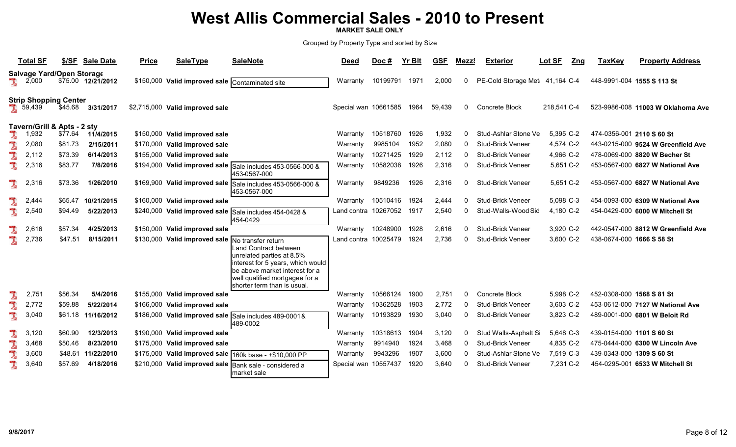# West Allis Commercial Sales - 2010 to Present

**MARKET SALE ONLY**

Grouped by Property Type and sorted by Size

| Total SF | $/SF | Sale Date | Price | SaleType | SaleNote | Deed | Doc # | Yr Blt | GSF | Mezz$ | Exterior | Lot SF | Zng | TaxKey | Property Address |
|---|---|---|---|---|---|---|---|---|---|---|---|---|---|---|---|
| **Salvage Yard/Open Storage** | | | | | | | | | | | | | | | |
| 2,000 | $75.00 | 12/21/2012 | $150,000 | Valid improved sale | Contaminated site | Warranty | 10199791 | 1971 | 2,000 | 0 | PE-Cold Storage Met | 41,164 | C-4 | 448-9991-004 | 1555 S 113 St |
| **Strip Shopping Center** | | | | | | | | | | | | | | | |
| 59,439 | $45.68 | 3/31/2017 | $2,715,000 | Valid improved sale | | Special warr | 10661585 | 1964 | 59,439 | 0 | Concrete Block | 218,541 | C-4 | 523-9986-008 | 11003 W Oklahoma Ave |
| **Tavern/Grill & Apts - 2 sty** | | | | | | | | | | | | | | | |
| 1,932 | $77.64 | 11/4/2015 | $150,000 | Valid improved sale | | Warranty | 10518760 | 1926 | 1,932 | 0 | Stud-Ashlar Stone Ve | 5,395 | C-2 | 474-0356-001 | 2110 S 60 St |
| 2,080 | $81.73 | 2/15/2011 | $170,000 | Valid improved sale | | Warranty | 9985104 | 1952 | 2,080 | 0 | Stud-Brick Veneer | 4,574 | C-2 | 443-0215-000 | 9524 W Greenfield Ave |
| 2,112 | $73.39 | 6/14/2013 | $155,000 | Valid improved sale | | Warranty | 10271425 | 1929 | 2,112 | 0 | Stud-Brick Veneer | 4,966 | C-2 | 478-0069-000 | 8820 W Becher St |
| 2,316 | $83.77 | 7/8/2016 | $194,000 | Valid improved sale | Sale includes 453-0566-000 & 453-0567-000 | Warranty | 10582038 | 1926 | 2,316 | 0 | Stud-Brick Veneer | 5,651 | C-2 | 453-0567-000 | 6827 W National Ave |
| 2,316 | $73.36 | 1/26/2010 | $169,900 | Valid improved sale | Sale includes 453-0566-000 & 453-0567-000 | Warranty | 9849236 | 1926 | 2,316 | 0 | Stud-Brick Veneer | 5,651 | C-2 | 453-0567-000 | 6827 W National Ave |
| 2,444 | $65.47 | 10/21/2015 | $160,000 | Valid improved sale | | Warranty | 10510416 | 1924 | 2,444 | 0 | Stud-Brick Veneer | 5,098 | C-3 | 454-0093-000 | 6309 W National Ave |
| 2,540 | $94.49 | 5/22/2013 | $240,000 | Valid improved sale | Sale includes 454-0428 & 454-0429 | Land contra | 10267052 | 1917 | 2,540 | 0 | Stud-Walls-Wood Sid | 4,180 | C-2 | 454-0429-000 | 6000 W Mitchell St |
| 2,616 | $57.34 | 4/25/2013 | $150,000 | Valid improved sale | | Warranty | 10248900 | 1928 | 2,616 | 0 | Stud-Brick Veneer | 3,920 | C-2 | 442-0547-000 | 8812 W Greenfield Ave |
| 2,736 | $47.51 | 8/15/2011 | $130,000 | Valid improved sale | No transfer return Land Contract between unrelated parties at 8.5% interest for 5 years, which would be above market interest for a well qualified mortgagee for a shorter term than is usual. | Land contra | 10025479 | 1924 | 2,736 | 0 | Stud-Brick Veneer | 3,600 | C-2 | 438-0674-000 | 1666 S 58 St |
| 2,751 | $56.34 | 5/4/2016 | $155,000 | Valid improved sale | | Warranty | 10566124 | 1900 | 2,751 | 0 | Concrete Block | 5,998 | C-2 | 452-0308-000 | 1568 S 81 St |
| 2,772 | $59.88 | 5/22/2014 | $166,000 | Valid improved sale | | Warranty | 10362528 | 1903 | 2,772 | 0 | Stud-Brick Veneer | 3,603 | C-2 | 453-0612-000 | 7127 W National Ave |
| 3,040 | $61.18 | 11/16/2012 | $186,000 | Valid improved sale | Sale includes 489-0001& 489-0002 | Warranty | 10193829 | 1930 | 3,040 | 0 | Stud-Brick Veneer | 3,823 | C-2 | 489-0001-000 | 6801 W Beloit Rd |
| 3,120 | $60.90 | 12/3/2013 | $190,000 | Valid improved sale | | Warranty | 10318613 | 1904 | 3,120 | 0 | Stud Walls-Asphalt Si | 5,648 | C-3 | 439-0154-000 | 1101 S 60 St |
| 3,468 | $50.46 | 8/23/2010 | $175,000 | Valid improved sale | | Warranty | 9914940 | 1924 | 3,468 | 0 | Stud-Brick Veneer | 4,835 | C-2 | 475-0444-000 | 6300 W Lincoln Ave |
| 3,600 | $48.61 | 11/22/2010 | $175,000 | Valid improved sale | 160k base - +$10,000 PP | Warranty | 9943296 | 1907 | 3,600 | 0 | Stud-Ashlar Stone Ve | 7,519 | C-3 | 439-0343-000 | 1309 S 60 St |
| 3,640 | $57.69 | 4/18/2016 | $210,000 | Valid improved sale | Bank sale - considered a market sale | Special warr | 10557437 | 1920 | 3,640 | 0 | Stud-Brick Veneer | 7,231 | C-2 | 454-0295-001 | 6533 W Mitchell St |

9/8/2017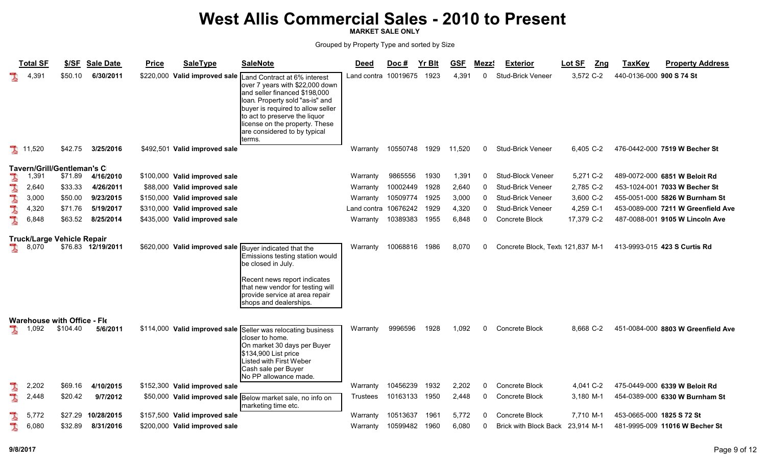# West Allis Commercial Sales - 2010 to Present

**MARKET SALE ONLY**

Grouped by Property Type and sorted by Size

| Total SF | $/SF | Sale Date | Price | SaleType | SaleNote | Deed | Doc # | Yr Blt | GSF | Mezz$ | Exterior | Lot SF | Zng | TaxKey | Property Address |
|---|---|---|---|---|---|---|---|---|---|---|---|---|---|---|---|
| 4,391 | $50.10 | 6/30/2011 | $220,000 | Valid improved sale | Land Contract at 6% interest over 7 years with $22,000 down and seller financed $198,000 loan. Property sold "as-is" and buyer is required to allow seller to act to preserve the liquor license on the property. These are considered to by typical terms. | Land contra | 10019675 | 1923 | 4,391 | 0 | Stud-Brick Veneer | 3,572 | C-2 | 440-0136-000 | **900 S 74 St** |
| 11,520 | $42.75 | 3/25/2016 | $492,501 | Valid improved sale | | Warranty | 10550748 | 1929 | 11,520 | 0 | Stud-Brick Veneer | 6,405 | C-2 | 476-0442-000 | **7519 W Becher St** |
| **Tavern/Grill/Gentleman's C** | | | | | | | | | | | | | | | |
| 1,391 | $71.89 | 4/16/2010 | $100,000 | Valid improved sale | | Warranty | 9865556 | 1930 | 1,391 | 0 | Stud-Block Veneer | 5,271 | C-2 | 489-0072-000 | **6851 W Beloit Rd** |
| 2,640 | $33.33 | 4/26/2011 | $88,000 | Valid improved sale | | Warranty | 10002449 | 1928 | 2,640 | 0 | Stud-Brick Veneer | 2,785 | C-2 | 453-1024-001 | **7033 W Becher St** |
| 3,000 | $50.00 | 9/23/2015 | $150,000 | Valid improved sale | | Warranty | 10509774 | 1925 | 3,000 | 0 | Stud-Brick Veneer | 3,600 | C-2 | 455-0051-000 | **5826 W Burnham St** |
| 4,320 | $71.76 | 5/19/2017 | $310,000 | Valid improved sale | | Land contra | 10676242 | 1929 | 4,320 | 0 | Stud-Brick Veneer | 4,259 | C-1 | 453-0089-000 | **7211 W Greenfield Ave** |
| 6,848 | $63.52 | 8/25/2014 | $435,000 | Valid improved sale | | Warranty | 10389383 | 1955 | 6,848 | 0 | Concrete Block | 17,379 | C-2 | 487-0088-001 | **9105 W Lincoln Ave** |
| **Truck/Large Vehicle Repair** | | | | | | | | | | | | | | | |
| 8,070 | $76.83 | 12/19/2011 | $620,000 | Valid improved sale | Buyer indicated that the Emissions testing station would be closed in July. Recent news report indicates that new vendor for testing will provide service at area repair shops and dealerships. | Warranty | 10068816 | 1986 | 8,070 | 0 | Concrete Block, Text | 121,837 | M-1 | 413-9993-015 | **423 S Curtis Rd** |
| **Warehouse with Office - Fl** | | | | | | | | | | | | | | | |
| 1,092 | $104.40 | 5/6/2011 | $114,000 | Valid improved sale | Seller was relocating business closer to home. On market 30 days per Buyer $134,900 List price Listed with First Weber Cash sale per Buyer No PP allowance made. | Warranty | 9996596 | 1928 | 1,092 | 0 | Concrete Block | 8,668 | C-2 | 451-0084-000 | **8803 W Greenfield Ave** |
| 2,202 | $69.16 | 4/10/2015 | $152,300 | Valid improved sale | | Warranty | 10456239 | 1932 | 2,202 | 0 | Concrete Block | 4,041 | C-2 | 475-0449-000 | **6339 W Beloit Rd** |
| 2,448 | $20.42 | 9/7/2012 | $50,000 | Valid improved sale | Below market sale, no info on marketing time etc. | Trustees | 10163133 | 1950 | 2,448 | 0 | Concrete Block | 3,180 | M-1 | 454-0389-000 | **6330 W Burnham St** |
| 5,772 | $27.29 | 10/28/2015 | $157,500 | Valid improved sale | | Warranty | 10513637 | 1961 | 5,772 | 0 | Concrete Block | 7,710 | M-1 | 453-0665-000 | **1825 S 72 St** |
| 6,080 | $32.89 | 8/31/2016 | $200,000 | Valid improved sale | | Warranty | 10599482 | 1960 | 6,080 | 0 | Brick with Block Back | 23,914 | M-1 | 481-9995-009 | **11016 W Becher St** |

9/8/2017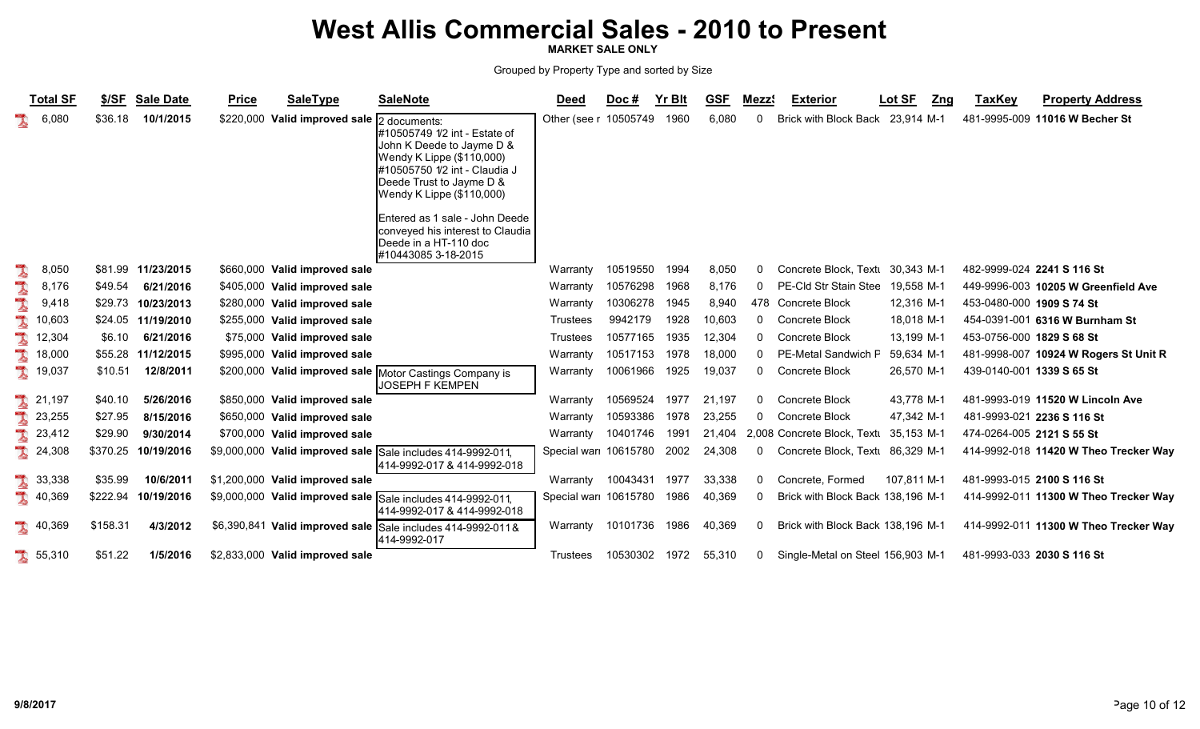# West Allis Commercial Sales - 2010 to Present

**MARKET SALE ONLY**

Grouped by Property Type and sorted by Size

| Total SF | $/SF | Sale Date | Price | SaleType | SaleNote | Deed | Doc # | Yr Blt | GSF | MezzS | Exterior | Lot SF | Zng | TaxKey | Property Address |
|---|---|---|---|---|---|---|---|---|---|---|---|---|---|---|---|
| 6,080 | $36.18 | 10/1/2015 | $220,000 | Valid improved sale | 2 documents: #10505749 1/2 int - Estate of John K Deede to Jayme D & Wendy K Lippe ($110,000) #10505750 1/2 int - Claudia J Deede Trust to Jayme D & Wendy K Lippe ($110,000) Entered as 1 sale - John Deede conveyed his interest to Claudia Deede in a HT-110 doc #10443085 3-18-2015 | Other (see r | 10505749 | 1960 | 6,080 | 0 | Brick with Block Back | 23,914 | M-1 | 481-9995-009 | **11016 W Becher St** |
| 8,050 | $81.99 | 11/23/2015 | $660,000 | Valid improved sale | | Warranty | 10519550 | 1994 | 8,050 | 0 | Concrete Block, Textu | 30,343 | M-1 | 482-9999-024 | **2241 S 116 St** |
| 8,176 | $49.54 | 6/21/2016 | $405,000 | Valid improved sale | | Warranty | 10576298 | 1968 | 8,176 | 0 | PE-Cld Str Stain Stee | 19,558 | M-1 | 449-9996-003 | **10205 W Greenfield Ave** |
| 9,418 | $29.73 | 10/23/2013 | $280,000 | Valid improved sale | | Warranty | 10306278 | 1945 | 8,940 | 478 | Concrete Block | 12,316 | M-1 | 453-0480-000 | **1909 S 74 St** |
| 10,603 | $24.05 | 11/19/2010 | $255,000 | Valid improved sale | | Trustees | 9942179 | 1928 | 10,603 | 0 | Concrete Block | 18,018 | M-1 | 454-0391-001 | **6316 W Burnham St** |
| 12,304 | $6.10 | 6/21/2016 | $75,000 | Valid improved sale | | Trustees | 10577165 | 1935 | 12,304 | 0 | Concrete Block | 13,199 | M-1 | 453-0756-000 | **1829 S 68 St** |
| 18,000 | $55.28 | 11/12/2015 | $995,000 | Valid improved sale | | Warranty | 10517153 | 1978 | 18,000 | 0 | PE-Metal Sandwich P | 59,634 | M-1 | 481-9998-007 | **10924 W Rogers St Unit R** |
| 19,037 | $10.51 | 12/8/2011 | $200,000 | Valid improved sale | Motor Castings Company is JOSEPH F KEMPEN | Warranty | 10061966 | 1925 | 19,037 | 0 | Concrete Block | 26,570 | M-1 | 439-0140-001 | **1339 S 65 St** |
| 21,197 | $40.10 | 5/26/2016 | $850,000 | Valid improved sale | | Warranty | 10569524 | 1977 | 21,197 | 0 | Concrete Block | 43,778 | M-1 | 481-9993-019 | **11520 W Lincoln Ave** |
| 23,255 | $27.95 | 8/15/2016 | $650,000 | Valid improved sale | | Warranty | 10593386 | 1978 | 23,255 | 0 | Concrete Block | 47,342 | M-1 | 481-9993-021 | **2236 S 116 St** |
| 23,412 | $29.90 | 9/30/2014 | $700,000 | Valid improved sale | | Warranty | 10401746 | 1991 | 21,404 | 2,008 | Concrete Block, Textu | 35,153 | M-1 | 474-0264-005 | **2121 S 55 St** |
| 24,308 | $370.25 | 10/19/2016 | $9,000,000 | Valid improved sale | Sale includes 414-9992-011, 414-9992-017 & 414-9992-018 | Special wari | 10615780 | 2002 | 24,308 | 0 | Concrete Block, Textu | 86,329 | M-1 | 414-9992-018 | **11420 W Theo Trecker Way** |
| 33,338 | $35.99 | 10/6/2011 | $1,200,000 | Valid improved sale | | Warranty | 10043431 | 1977 | 33,338 | 0 | Concrete, Formed | 107,811 | M-1 | 481-9993-015 | **2100 S 116 St** |
| 40,369 | $222.94 | 10/19/2016 | $9,000,000 | Valid improved sale | Sale includes 414-9992-011, 414-9992-017 & 414-9992-018 | Special wari | 10615780 | 1986 | 40,369 | 0 | Brick with Block Back | 138,196 | M-1 | 414-9992-011 | **11300 W Theo Trecker Way** |
| 40,369 | $158.31 | 4/3/2012 | $6,390,841 | Valid improved sale | Sale includes 414-9992-011 & 414-9992-017 | Warranty | 10101736 | 1986 | 40,369 | 0 | Brick with Block Back | 138,196 | M-1 | 414-9992-011 | **11300 W Theo Trecker Way** |
| 55,310 | $51.22 | 1/5/2016 | $2,833,000 | Valid improved sale | | Trustees | 10530302 | 1972 | 55,310 | 0 | Single-Metal on Steel | 156,903 | M-1 | 481-9993-033 | **2030 S 116 St** |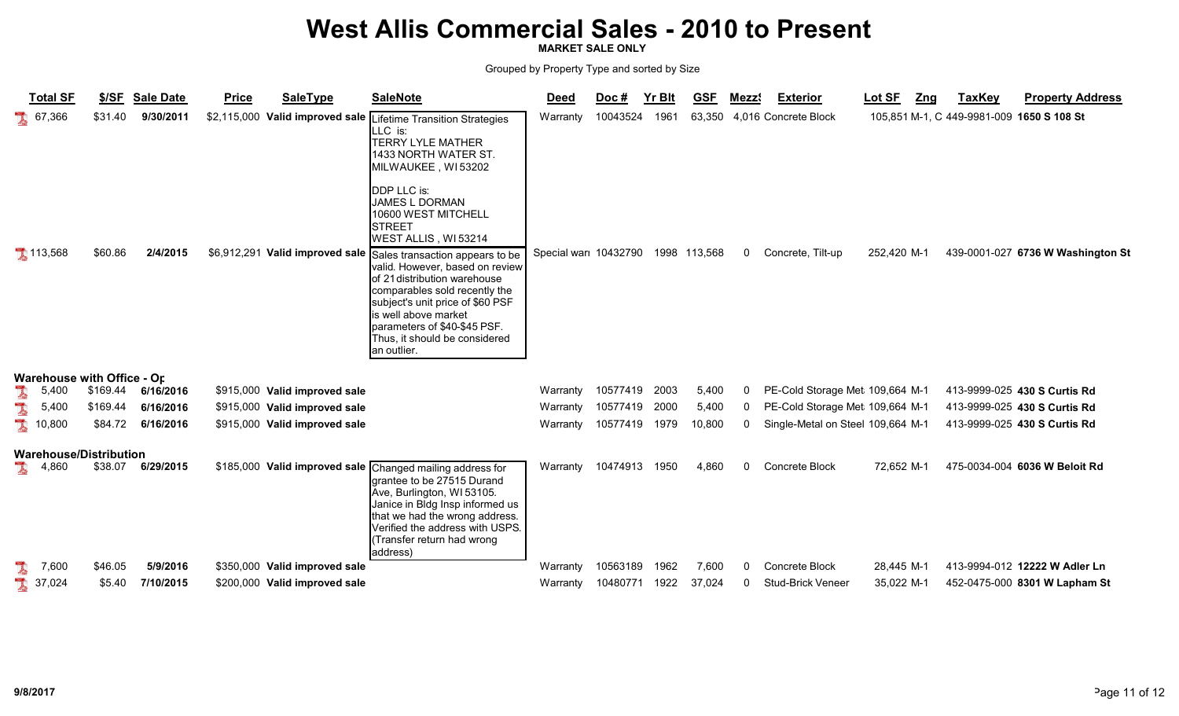# West Allis Commercial Sales - 2010 to Present

**MARKET SALE ONLY**

Grouped by Property Type and sorted by Size

| Total SF | $/SF | Sale Date | Price | SaleType | SaleNote | Deed | Doc # | Yr Blt | GSF | Mezz$ | Exterior | Lot SF | Zng | TaxKey | Property Address |
|---|---|---|---|---|---|---|---|---|---|---|---|---|---|---|---|
| 67,366 | $31.40 | 9/30/2011 | $2,115,000 | Valid improved sale | Lifetime Transition Strategies LLC is: TERRY LYLE MATHER 1433 NORTH WATER ST. MILWAUKEE , WI 53202 DDP LLC is: JAMES L DORMAN 10600 WEST MITCHELL STREET WEST ALLIS , WI 53214 | Warranty | 10043524 | 1961 | 63,350 | 4,016 | Concrete Block | 105,851 | M-1, C | 449-9981-009 | 1650 S 108 St |
| 113,568 | $60.86 | 2/4/2015 | $6,912,291 | Valid improved sale | Sales transaction appears to be valid. However, based on review of 21 distribution warehouse comparables sold recently the subject's unit price of $60 PSF is well above market parameters of $40-$45 PSF. Thus, it should be considered an outlier. | Special wari | 10432790 | 1998 | 113,568 | 0 | Concrete, Tilt-up | 252,420 | M-1 | 439-0001-027 | 6736 W Washington St |
| **Warehouse with Office - Op** | | | | | | | | | | | | | | | |
| 5,400 | $169.44 | 6/16/2016 | $915,000 | Valid improved sale | | Warranty | 10577419 | 2003 | 5,400 | 0 | PE-Cold Storage Met | 109,664 | M-1 | 413-9999-025 | 430 S Curtis Rd |
| 5,400 | $169.44 | 6/16/2016 | $915,000 | Valid improved sale | | Warranty | 10577419 | 2000 | 5,400 | 0 | PE-Cold Storage Met | 109,664 | M-1 | 413-9999-025 | 430 S Curtis Rd |
| 10,800 | $84.72 | 6/16/2016 | $915,000 | Valid improved sale | | Warranty | 10577419 | 1979 | 10,800 | 0 | Single-Metal on Steel | 109,664 | M-1 | 413-9999-025 | 430 S Curtis Rd |
| **Warehouse/Distribution** | | | | | | | | | | | | | | | |
| 4,860 | $38.07 | 6/29/2015 | $185,000 | Valid improved sale | Changed mailing address for grantee to be 27515 Durand Ave, Burlington, WI 53105. Janice in Bldg Insp informed us that we had the wrong address. Verified the address with USPS. (Transfer return had wrong address) | Warranty | 10474913 | 1950 | 4,860 | 0 | Concrete Block | 72,652 | M-1 | 475-0034-004 | 6036 W Beloit Rd |
| 7,600 | $46.05 | 5/9/2016 | $350,000 | Valid improved sale | | Warranty | 10563189 | 1962 | 7,600 | 0 | Concrete Block | 28,445 | M-1 | 413-9994-012 | 12222 W Adler Ln |
| 37,024 | $5.40 | 7/10/2015 | $200,000 | Valid improved sale | | Warranty | 10480771 | 1922 | 37,024 | 0 | Stud-Brick Veneer | 35,022 | M-1 | 452-0475-000 | 8301 W Lapham St |

9/8/2017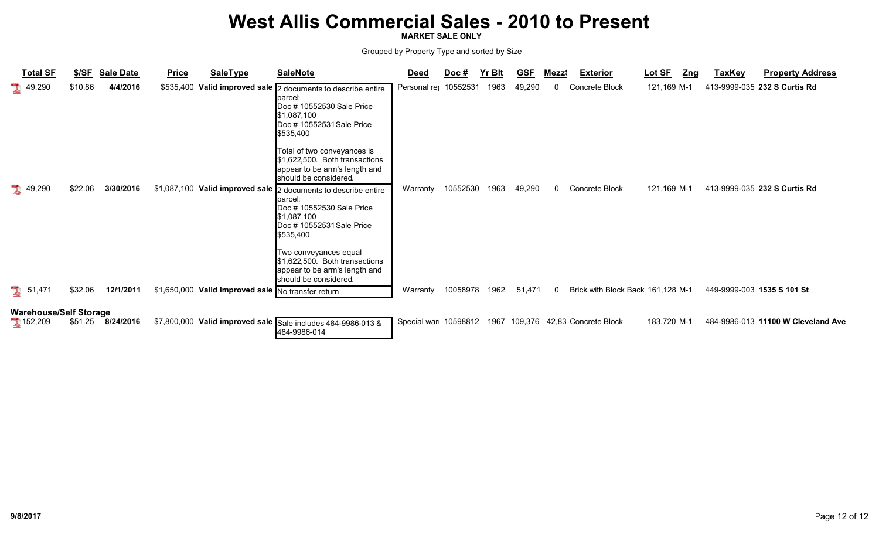# West Allis Commercial Sales - 2010 to Present

**MARKET SALE ONLY**

Grouped by Property Type and sorted by Size

| Total SF | $/SF | Sale Date | Price | SaleType | SaleNote | Deed | Doc # | Yr Blt | GSF | Mezz$ | Exterior | Lot SF | Zng | TaxKey | Property Address |
|---|---|---|---|---|---|---|---|---|---|---|---|---|---|---|---|
| 49,290 | $10.86 | 4/4/2016 | $535,400 | Valid improved sale | 2 documents to describe entire parcel: Doc # 10552530 Sale Price $1,087,100 Doc # 10552531 Sale Price $535,400 Total of two conveyances is $1,622,500. Both transactions appear to be arm's length and should be considered. | Personal rep | 10552531 | 1963 | 49,290 | 0 | Concrete Block | 121,169 | M-1 | 413-9999-035 | **232 S Curtis Rd** |
| 49,290 | $22.06 | 3/30/2016 | $1,087,100 | Valid improved sale | 2 documents to describe entire parcel: Doc # 10552530 Sale Price $1,087,100 Doc # 10552531 Sale Price $535,400 Two conveyances equal $1,622,500. Both transactions appear to be arm's length and should be considered. | Warranty | 10552530 | 1963 | 49,290 | 0 | Concrete Block | 121,169 | M-1 | 413-9999-035 | **232 S Curtis Rd** |
| 51,471 | $32.06 | 12/1/2011 | $1,650,000 | Valid improved sale | No transfer return | Warranty | 10058978 | 1962 | 51,471 | 0 | Brick with Block Back | 161,128 | M-1 | 449-9999-003 | **1535 S 101 St** |

**Warehouse/Self Storage**

| Total SF | $/SF | Sale Date | Price | SaleType | SaleNote | Deed | Doc # | Yr Blt | GSF | Mezz$ | Exterior | Lot SF | Zng | TaxKey | Property Address |
|---|---|---|---|---|---|---|---|---|---|---|---|---|---|---|---|
| 152,209 | $51.25 | 8/24/2016 | $7,800,000 | Valid improved sale | Sale includes 484-9986-013 & 484-9986-014 | Special warr | 10598812 | 1967 | 109,376 | 42,83 | Concrete Block | 183,720 | M-1 | 484-9986-013 | **11100 W Cleveland Ave** |

9/8/2017